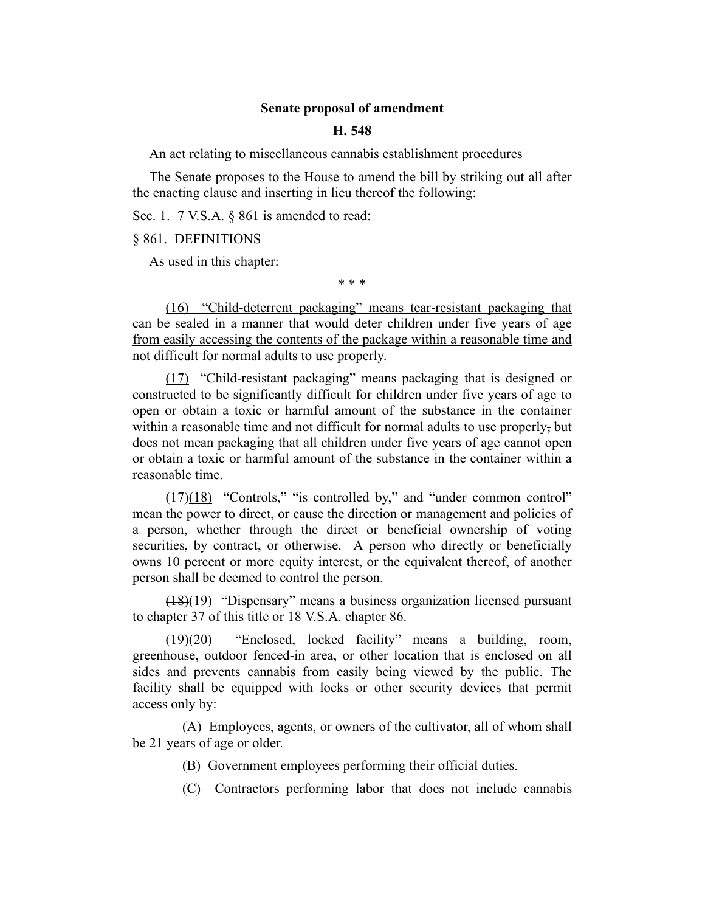**Senate proposal of amendment**

**H. 548**

An act relating to miscellaneous cannabis establishment procedures

The Senate proposes to the House to amend the bill by striking out all after the enacting clause and inserting in lieu thereof the following:

Sec. 1. 7 V.S.A. § 861 is amended to read:

§ 861. DEFINITIONS

As used in this chapter:

\* \* \*

<u>(16) "Child-deterrent packaging" means tear-resistant packaging that can be sealed in a manner that would deter children under five years of age from easily accessing the contents of the package within a reasonable time and not difficult for normal adults to use properly.</u>

<u>(17)</u> "Child-resistant packaging" means packaging that is designed or constructed to be significantly difficult for children under five years of age to open or obtain a toxic or harmful amount of the substance in the container within a reasonable time and not difficult for normal adults to use properly~~,~~ but does not mean packaging that all children under five years of age cannot open or obtain a toxic or harmful amount of the substance in the container within a reasonable time.

~~(17)~~<u>(18)</u> "Controls," "is controlled by," and "under common control" mean the power to direct, or cause the direction or management and policies of a person, whether through the direct or beneficial ownership of voting securities, by contract, or otherwise. A person who directly or beneficially owns 10 percent or more equity interest, or the equivalent thereof, of another person shall be deemed to control the person.

~~(18)~~<u>(19)</u> "Dispensary" means a business organization licensed pursuant to chapter 37 of this title or 18 V.S.A. chapter 86.

~~(19)~~<u>(20)</u> "Enclosed, locked facility" means a building, room, greenhouse, outdoor fenced-in area, or other location that is enclosed on all sides and prevents cannabis from easily being viewed by the public. The facility shall be equipped with locks or other security devices that permit access only by:

(A) Employees, agents, or owners of the cultivator, all of whom shall be 21 years of age or older.

(B) Government employees performing their official duties.

(C) Contractors performing labor that does not include cannabis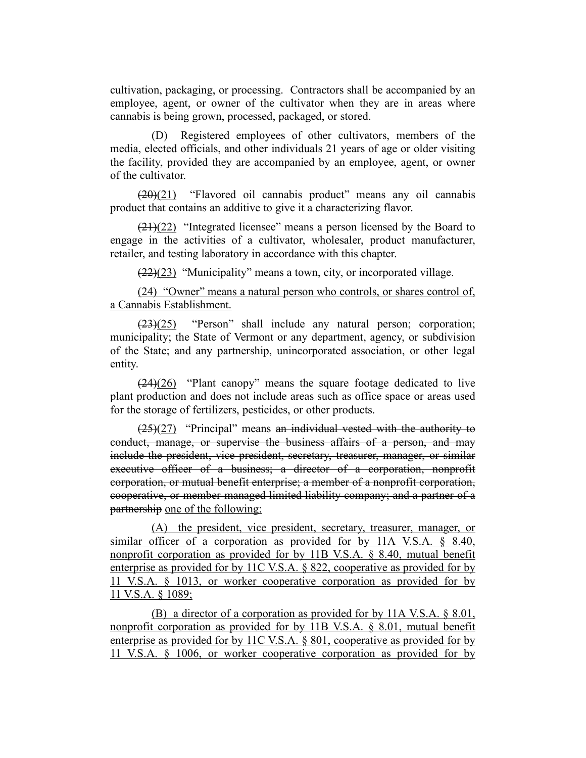cultivation, packaging, or processing. Contractors shall be accompanied by an employee, agent, or owner of the cultivator when they are in areas where cannabis is being grown, processed, packaged, or stored.

(D) Registered employees of other cultivators, members of the media, elected officials, and other individuals 21 years of age or older visiting the facility, provided they are accompanied by an employee, agent, or owner of the cultivator.

~~(20)~~(21) "Flavored oil cannabis product" means any oil cannabis product that contains an additive to give it a characterizing flavor.

~~(21)~~(22) "Integrated licensee" means a person licensed by the Board to engage in the activities of a cultivator, wholesaler, product manufacturer, retailer, and testing laboratory in accordance with this chapter.

~~(22)~~(23) "Municipality" means a town, city, or incorporated village.

<u>(24) "Owner" means a natural person who controls, or shares control of, a Cannabis Establishment.</u>

~~(23)~~(25) "Person" shall include any natural person; corporation; municipality; the State of Vermont or any department, agency, or subdivision of the State; and any partnership, unincorporated association, or other legal entity.

~~(24)~~(26) "Plant canopy" means the square footage dedicated to live plant production and does not include areas such as office space or areas used for the storage of fertilizers, pesticides, or other products.

~~(25)~~(27) "Principal" means ~~an individual vested with the authority to conduct, manage, or supervise the business affairs of a person, and may include the president, vice president, secretary, treasurer, manager, or similar executive officer of a business; a director of a corporation, nonprofit corporation, or mutual benefit enterprise; a member of a nonprofit corporation, cooperative, or member-managed limited liability company; and a partner of a partnership~~ <u>one of the following:</u>

<u>(A) the president, vice president, secretary, treasurer, manager, or similar officer of a corporation as provided for by 11A V.S.A. § 8.40, nonprofit corporation as provided for by 11B V.S.A. § 8.40, mutual benefit enterprise as provided for by 11C V.S.A. § 822, cooperative as provided for by 11 V.S.A. § 1013, or worker cooperative corporation as provided for by 11 V.S.A. § 1089;</u>

<u>(B) a director of a corporation as provided for by 11A V.S.A. § 8.01, nonprofit corporation as provided for by 11B V.S.A. § 8.01, mutual benefit enterprise as provided for by 11C V.S.A. § 801, cooperative as provided for by 11 V.S.A. § 1006, or worker cooperative corporation as provided for by</u>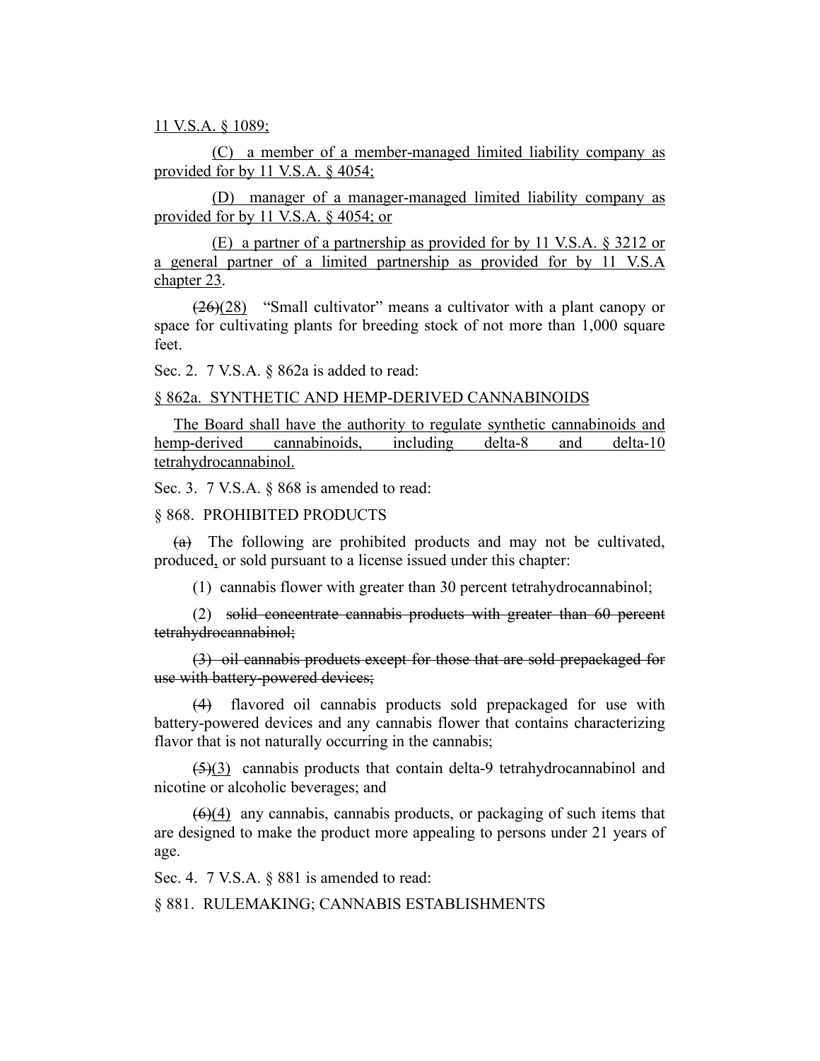11 V.S.A. § 1089;

(C) a member of a member-managed limited liability company as provided for by 11 V.S.A. § 4054;

(D) manager of a manager-managed limited liability company as provided for by 11 V.S.A. § 4054; or

(E) a partner of a partnership as provided for by 11 V.S.A. § 3212 or a general partner of a limited partnership as provided for by 11 V.S.A chapter 23.

~~(26)~~(28) "Small cultivator" means a cultivator with a plant canopy or space for cultivating plants for breeding stock of not more than 1,000 square feet.

Sec. 2. 7 V.S.A. § 862a is added to read:

§ 862a. SYNTHETIC AND HEMP-DERIVED CANNABINOIDS

The Board shall have the authority to regulate synthetic cannabinoids and hemp-derived cannabinoids, including delta-8 and delta-10 tetrahydrocannabinol.

Sec. 3. 7 V.S.A. § 868 is amended to read:

§ 868. PROHIBITED PRODUCTS

~~(a)~~ The following are prohibited products and may not be cultivated, produced, or sold pursuant to a license issued under this chapter:

(1) cannabis flower with greater than 30 percent tetrahydrocannabinol;

(2) ~~solid concentrate cannabis products with greater than 60 percent tetrahydrocannabinol;~~

~~(3) oil cannabis products except for those that are sold prepackaged for use with battery-powered devices;~~

~~(4)~~ flavored oil cannabis products sold prepackaged for use with battery-powered devices and any cannabis flower that contains characterizing flavor that is not naturally occurring in the cannabis;

~~(5)~~(3) cannabis products that contain delta-9 tetrahydrocannabinol and nicotine or alcoholic beverages; and

~~(6)~~(4) any cannabis, cannabis products, or packaging of such items that are designed to make the product more appealing to persons under 21 years of age.

Sec. 4. 7 V.S.A. § 881 is amended to read:

§ 881. RULEMAKING; CANNABIS ESTABLISHMENTS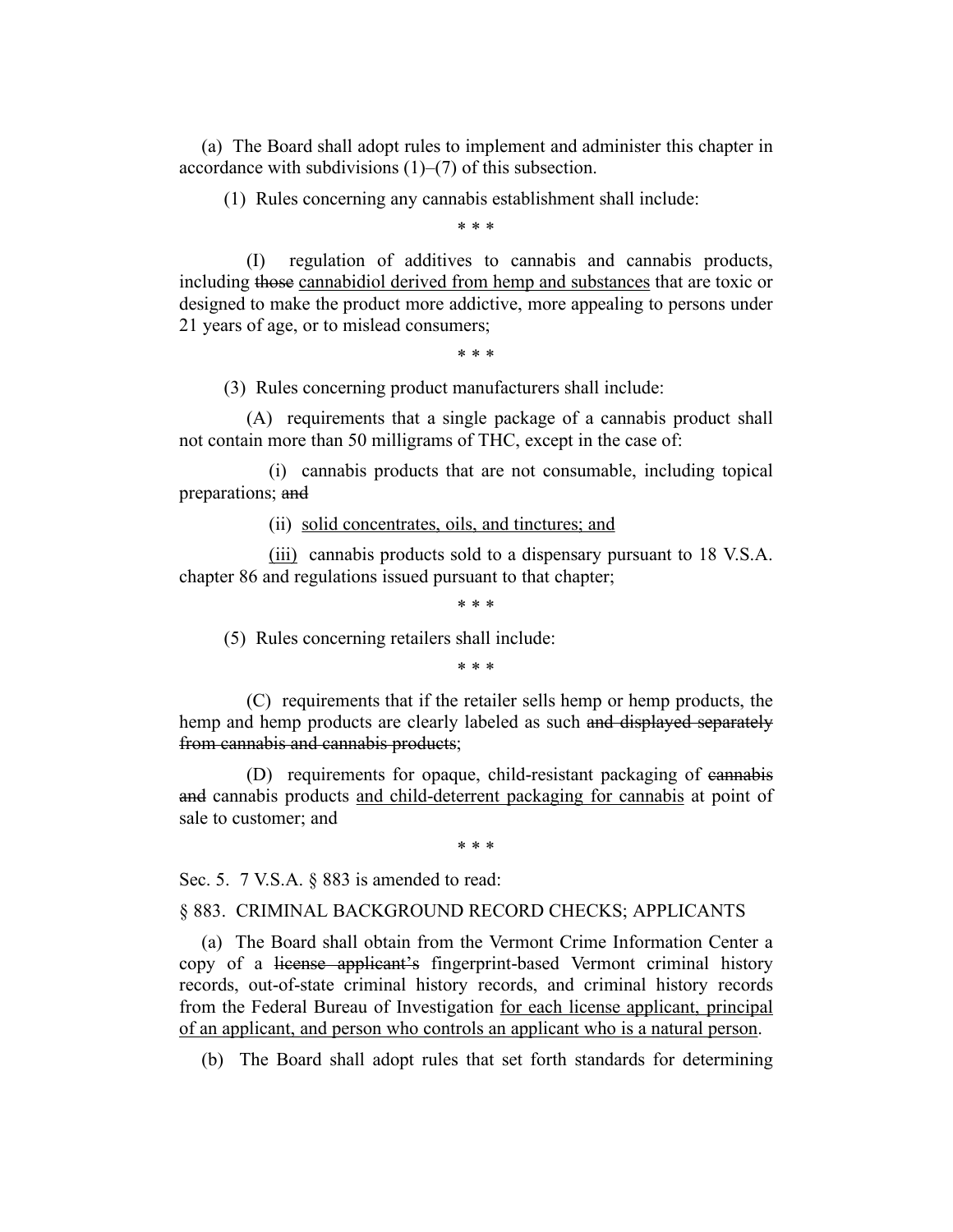(a) The Board shall adopt rules to implement and administer this chapter in accordance with subdivisions (1)–(7) of this subsection.

(1) Rules concerning any cannabis establishment shall include:

\* \* \*

(I) regulation of additives to cannabis and cannabis products, including ~~those~~ <u>cannabidiol derived from hemp and substances</u> that are toxic or designed to make the product more addictive, more appealing to persons under 21 years of age, or to mislead consumers;

\* \* \*

(3) Rules concerning product manufacturers shall include:

(A) requirements that a single package of a cannabis product shall not contain more than 50 milligrams of THC, except in the case of:

(i) cannabis products that are not consumable, including topical preparations; ~~and~~

(ii) <u>solid concentrates, oils, and tinctures; and</u>

<u>(iii)</u> cannabis products sold to a dispensary pursuant to 18 V.S.A. chapter 86 and regulations issued pursuant to that chapter;

\* \* \*

(5) Rules concerning retailers shall include:

\* \* \*

(C) requirements that if the retailer sells hemp or hemp products, the hemp and hemp products are clearly labeled as such ~~and displayed separately from cannabis and cannabis products~~;

(D) requirements for opaque, child-resistant packaging of ~~cannabis and~~ cannabis products <u>and child-deterrent packaging for cannabis</u> at point of sale to customer; and

\* \* \*

Sec. 5. 7 V.S.A. § 883 is amended to read:

§ 883. CRIMINAL BACKGROUND RECORD CHECKS; APPLICANTS

(a) The Board shall obtain from the Vermont Crime Information Center a copy of a ~~license applicant's~~ fingerprint-based Vermont criminal history records, out-of-state criminal history records, and criminal history records from the Federal Bureau of Investigation <u>for each license applicant, principal of an applicant, and person who controls an applicant who is a natural person</u>.

(b) The Board shall adopt rules that set forth standards for determining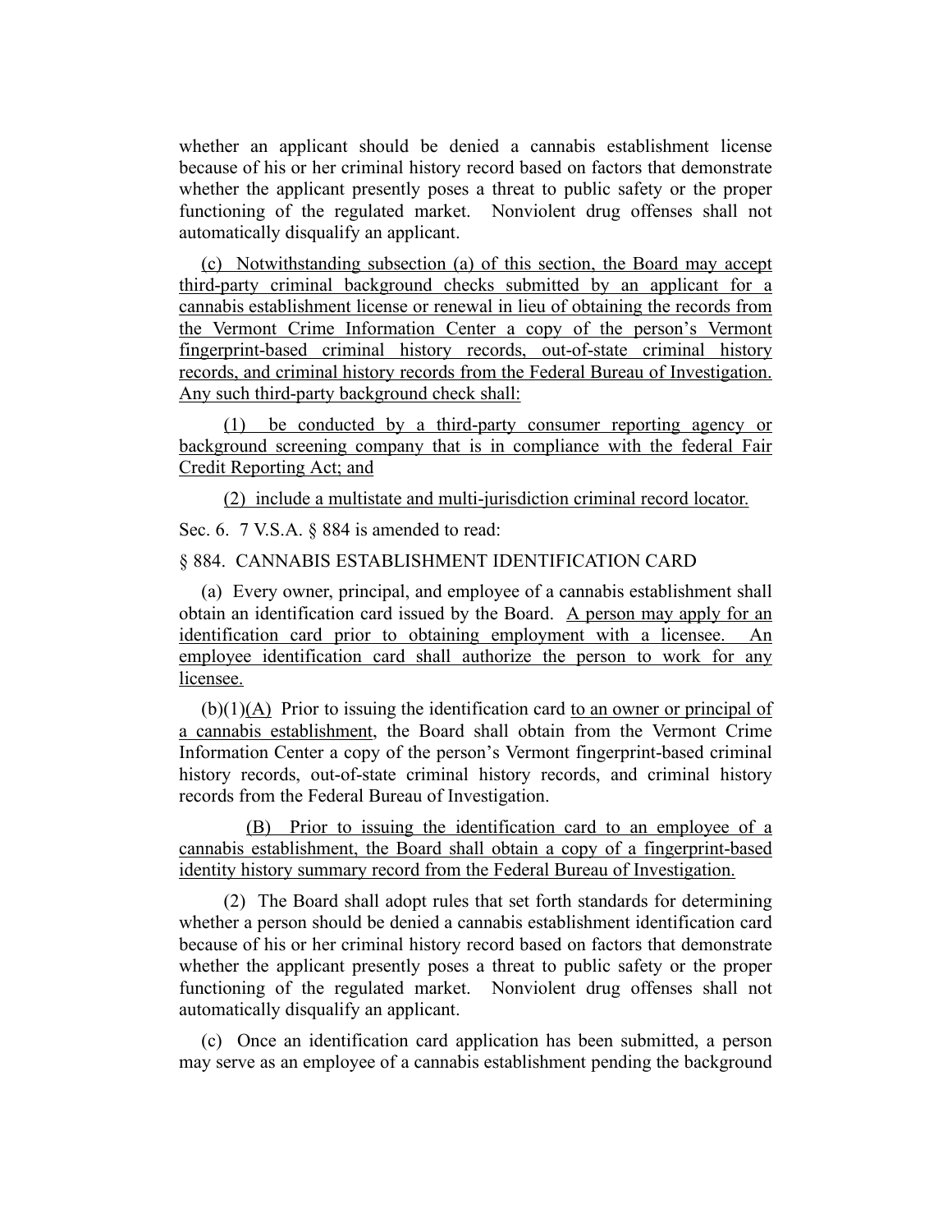whether an applicant should be denied a cannabis establishment license because of his or her criminal history record based on factors that demonstrate whether the applicant presently poses a threat to public safety or the proper functioning of the regulated market. Nonviolent drug offenses shall not automatically disqualify an applicant.

<u>(c) Notwithstanding subsection (a) of this section, the Board may accept third-party criminal background checks submitted by an applicant for a cannabis establishment license or renewal in lieu of obtaining the records from the Vermont Crime Information Center a copy of the person's Vermont fingerprint-based criminal history records, out-of-state criminal history records, and criminal history records from the Federal Bureau of Investigation. Any such third-party background check shall:</u>

<u>(1) be conducted by a third-party consumer reporting agency or background screening company that is in compliance with the federal Fair Credit Reporting Act; and</u>

<u>(2) include a multistate and multi-jurisdiction criminal record locator.</u>

Sec. 6. 7 V.S.A. § 884 is amended to read:

§ 884. CANNABIS ESTABLISHMENT IDENTIFICATION CARD

(a) Every owner, principal, and employee of a cannabis establishment shall obtain an identification card issued by the Board. <u>A person may apply for an identification card prior to obtaining employment with a licensee. An employee identification card shall authorize the person to work for any licensee.</u>

(b)(1)<u>(A)</u> Prior to issuing the identification card <u>to an owner or principal of a cannabis establishment</u>, the Board shall obtain from the Vermont Crime Information Center a copy of the person's Vermont fingerprint-based criminal history records, out-of-state criminal history records, and criminal history records from the Federal Bureau of Investigation.

<u>(B) Prior to issuing the identification card to an employee of a cannabis establishment, the Board shall obtain a copy of a fingerprint-based identity history summary record from the Federal Bureau of Investigation.</u>

(2) The Board shall adopt rules that set forth standards for determining whether a person should be denied a cannabis establishment identification card because of his or her criminal history record based on factors that demonstrate whether the applicant presently poses a threat to public safety or the proper functioning of the regulated market. Nonviolent drug offenses shall not automatically disqualify an applicant.

(c) Once an identification card application has been submitted, a person may serve as an employee of a cannabis establishment pending the background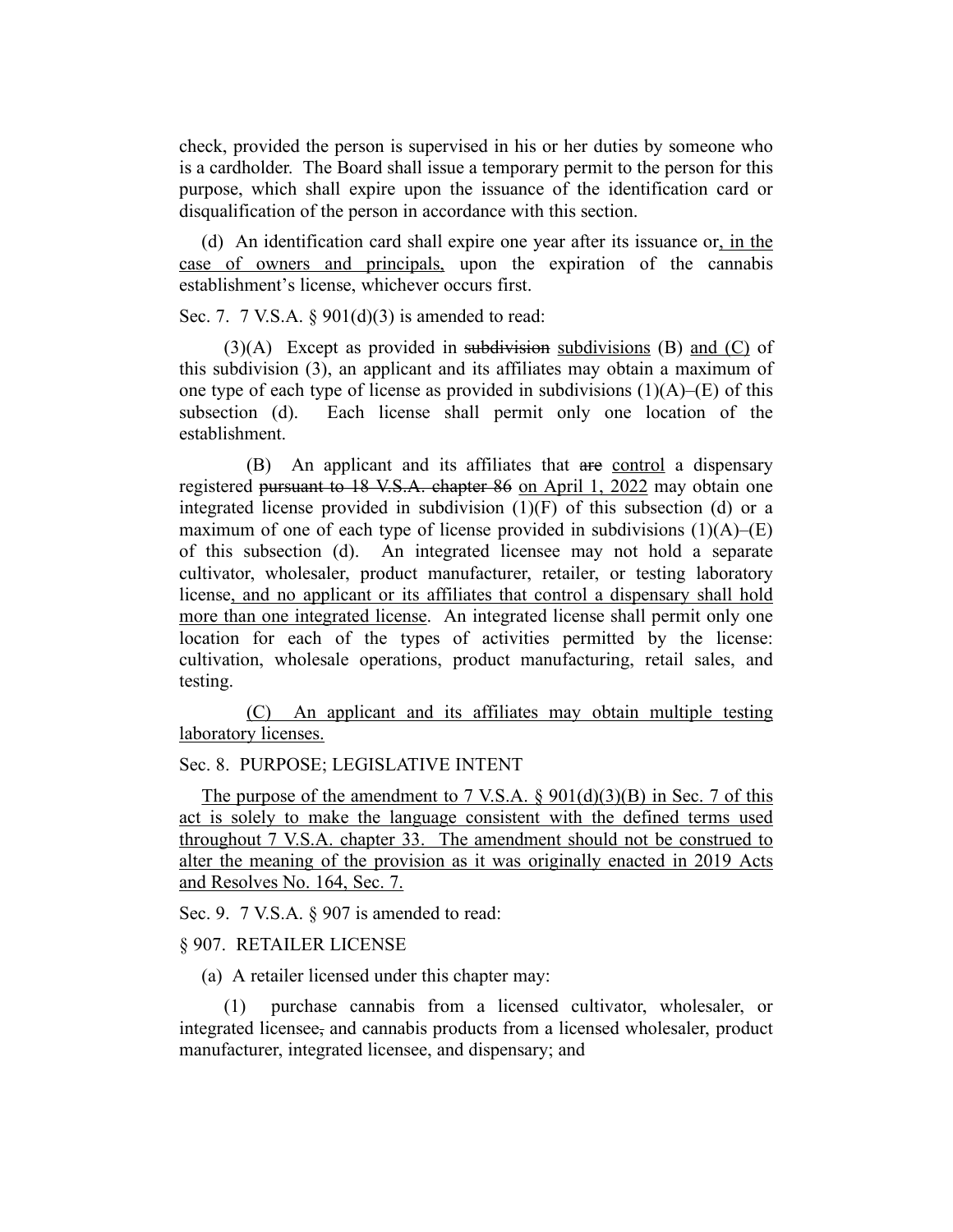check, provided the person is supervised in his or her duties by someone who is a cardholder. The Board shall issue a temporary permit to the person for this purpose, which shall expire upon the issuance of the identification card or disqualification of the person in accordance with this section.

(d) An identification card shall expire one year after its issuance or<u>, in the case of owners and principals,</u> upon the expiration of the cannabis establishment's license, whichever occurs first.

Sec. 7. 7 V.S.A. § 901(d)(3) is amended to read:

(3)(A) Except as provided in ~~subdivision~~ <u>subdivisions</u> (B) <u>and (C)</u> of this subdivision (3), an applicant and its affiliates may obtain a maximum of one type of each type of license as provided in subdivisions (1)(A)–(E) of this subsection (d). Each license shall permit only one location of the establishment.

(B) An applicant and its affiliates that ~~are~~ <u>control</u> a dispensary registered ~~pursuant to 18 V.S.A. chapter 86~~ <u>on April 1, 2022</u> may obtain one integrated license provided in subdivision (1)(F) of this subsection (d) or a maximum of one of each type of license provided in subdivisions (1)(A)–(E) of this subsection (d). An integrated licensee may not hold a separate cultivator, wholesaler, product manufacturer, retailer, or testing laboratory license<u>, and no applicant or its affiliates that control a dispensary shall hold more than one integrated license</u>. An integrated license shall permit only one location for each of the types of activities permitted by the license: cultivation, wholesale operations, product manufacturing, retail sales, and testing.

<u>(C) An applicant and its affiliates may obtain multiple testing laboratory licenses.</u>

Sec. 8. PURPOSE; LEGISLATIVE INTENT

<u>The purpose of the amendment to 7 V.S.A. § 901(d)(3)(B) in Sec. 7 of this act is solely to make the language consistent with the defined terms used throughout 7 V.S.A. chapter 33. The amendment should not be construed to alter the meaning of the provision as it was originally enacted in 2019 Acts and Resolves No. 164, Sec. 7.</u>

Sec. 9. 7 V.S.A. § 907 is amended to read:

§ 907. RETAILER LICENSE

(a) A retailer licensed under this chapter may:

(1) purchase cannabis from a licensed cultivator, wholesaler, or integrated licensee~~,~~ and cannabis products from a licensed wholesaler, product manufacturer, integrated licensee, and dispensary; and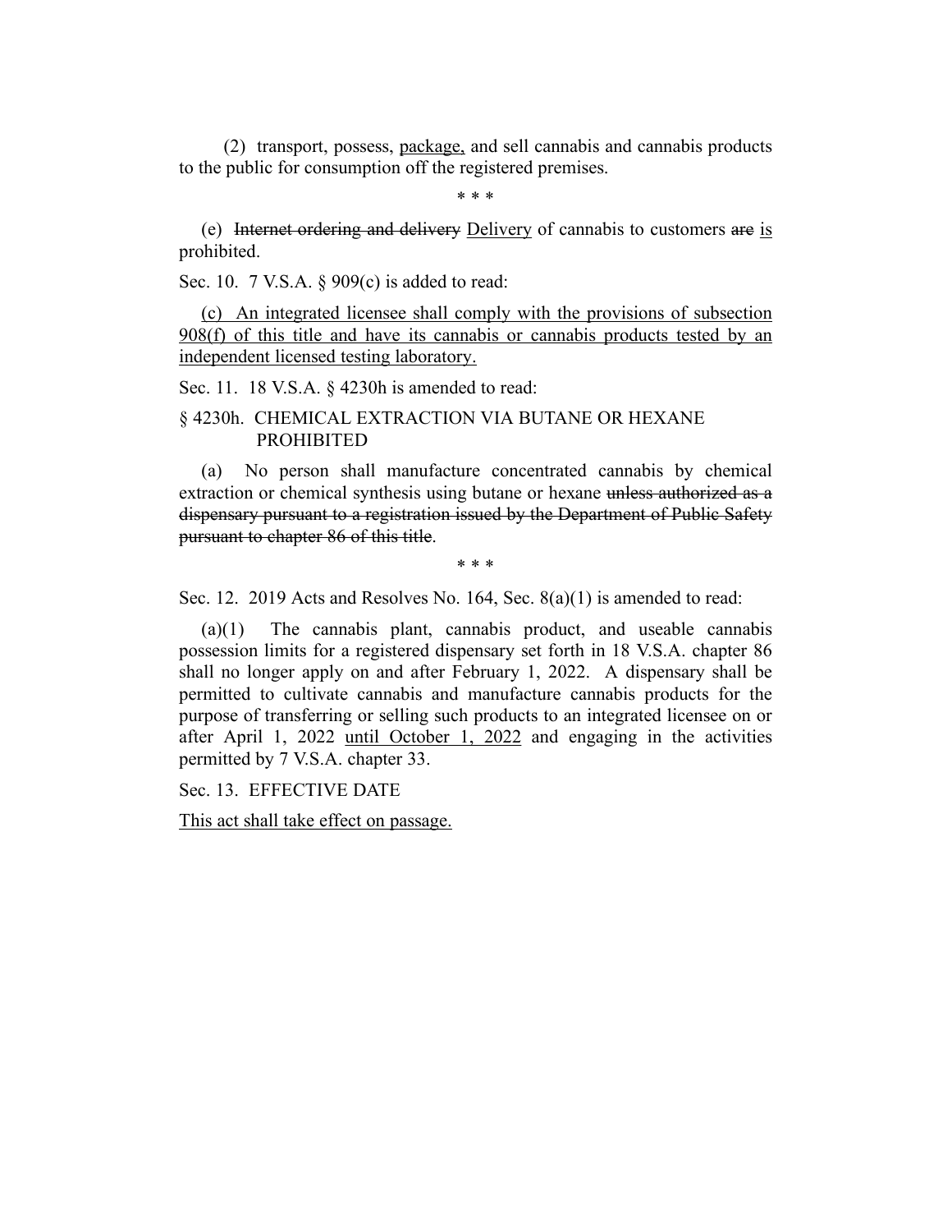(2) transport, possess, <u>package,</u> and sell cannabis and cannabis products to the public for consumption off the registered premises.

\* \* \*

(e) ~~Internet ordering and delivery~~ <u>Delivery</u> of cannabis to customers ~~are~~ <u>is</u> prohibited.

Sec. 10. 7 V.S.A. § 909(c) is added to read:

<u>(c) An integrated licensee shall comply with the provisions of subsection 908(f) of this title and have its cannabis or cannabis products tested by an independent licensed testing laboratory.</u>

Sec. 11. 18 V.S.A. § 4230h is amended to read:

§ 4230h. CHEMICAL EXTRACTION VIA BUTANE OR HEXANE PROHIBITED

(a) No person shall manufacture concentrated cannabis by chemical extraction or chemical synthesis using butane or hexane ~~unless authorized as a dispensary pursuant to a registration issued by the Department of Public Safety pursuant to chapter 86 of this title~~.

\* \* \*

Sec. 12. 2019 Acts and Resolves No. 164, Sec. 8(a)(1) is amended to read:

(a)(1) The cannabis plant, cannabis product, and useable cannabis possession limits for a registered dispensary set forth in 18 V.S.A. chapter 86 shall no longer apply on and after February 1, 2022. A dispensary shall be permitted to cultivate cannabis and manufacture cannabis products for the purpose of transferring or selling such products to an integrated licensee on or after April 1, 2022 <u>until October 1, 2022</u> and engaging in the activities permitted by 7 V.S.A. chapter 33.

Sec. 13. EFFECTIVE DATE

<u>This act shall take effect on passage.</u>